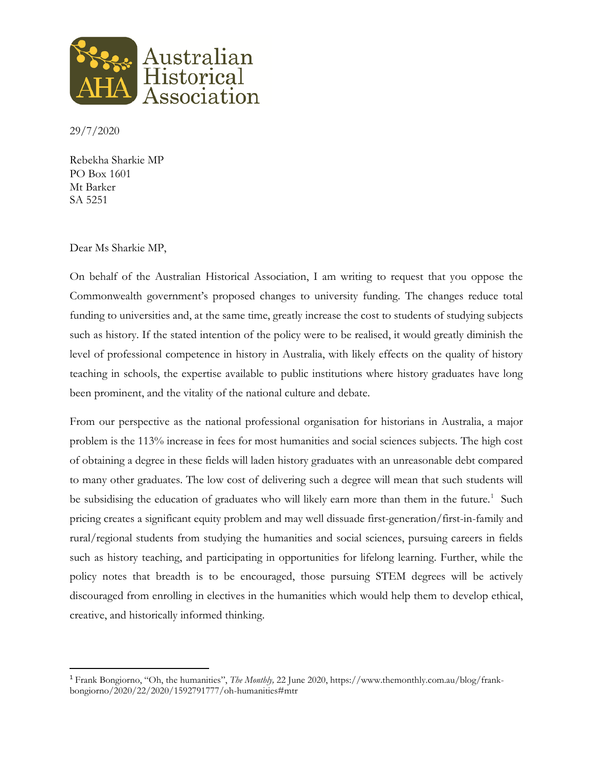Australian Historical Association

29/7/2020

Rebekha Sharkie MP
PO Box 1601
Mt Barker
SA 5251

Dear Ms Sharkie MP,

On behalf of the Australian Historical Association, I am writing to request that you oppose the Commonwealth government's proposed changes to university funding. The changes reduce total funding to universities and, at the same time, greatly increase the cost to students of studying subjects such as history. If the stated intention of the policy were to be realised, it would greatly diminish the level of professional competence in history in Australia, with likely effects on the quality of history teaching in schools, the expertise available to public institutions where history graduates have long been prominent, and the vitality of the national culture and debate.

From our perspective as the national professional organisation for historians in Australia, a major problem is the 113% increase in fees for most humanities and social sciences subjects. The high cost of obtaining a degree in these fields will laden history graduates with an unreasonable debt compared to many other graduates. The low cost of delivering such a degree will mean that such students will be subsidising the education of graduates who will likely earn more than them in the future.[1] Such pricing creates a significant equity problem and may well dissuade first-generation/first-in-family and rural/regional students from studying the humanities and social sciences, pursuing careers in fields such as history teaching, and participating in opportunities for lifelong learning. Further, while the policy notes that breadth is to be encouraged, those pursuing STEM degrees will be actively discouraged from enrolling in electives in the humanities which would help them to develop ethical, creative, and historically informed thinking.

---

[1] Frank Bongiorno, "Oh, the humanities", *The Monthly,* 22 June 2020, https://www.themonthly.com.au/blog/frank-bongiorno/2020/22/2020/1592791777/oh-humanities#mtr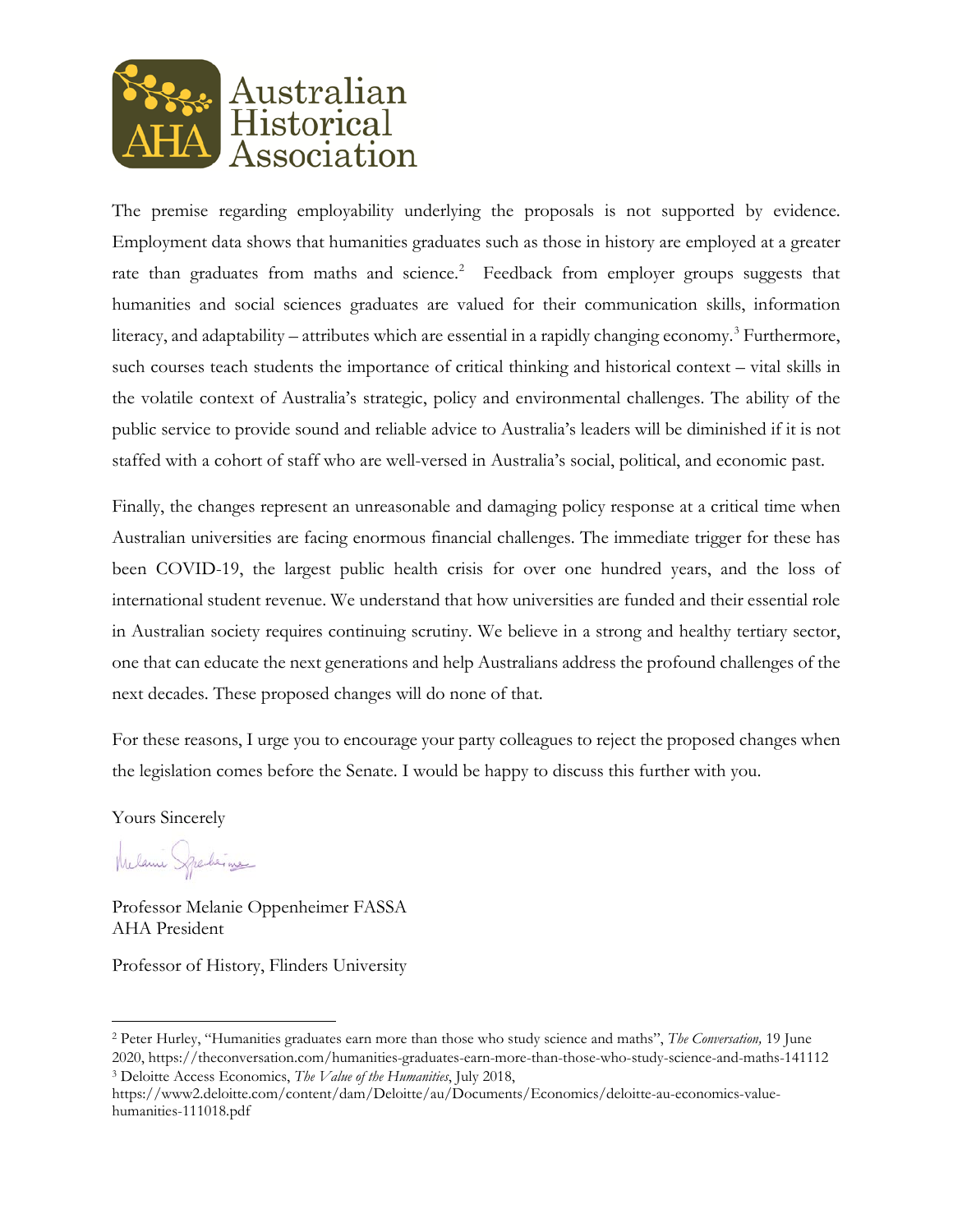**Australian Historical Association**

The premise regarding employability underlying the proposals is not supported by evidence. Employment data shows that humanities graduates such as those in history are employed at a greater rate than graduates from maths and science.[2] Feedback from employer groups suggests that humanities and social sciences graduates are valued for their communication skills, information literacy, and adaptability – attributes which are essential in a rapidly changing economy.[3] Furthermore, such courses teach students the importance of critical thinking and historical context – vital skills in the volatile context of Australia's strategic, policy and environmental challenges. The ability of the public service to provide sound and reliable advice to Australia's leaders will be diminished if it is not staffed with a cohort of staff who are well-versed in Australia's social, political, and economic past.

Finally, the changes represent an unreasonable and damaging policy response at a critical time when Australian universities are facing enormous financial challenges. The immediate trigger for these has been COVID-19, the largest public health crisis for over one hundred years, and the loss of international student revenue. We understand that how universities are funded and their essential role in Australian society requires continuing scrutiny. We believe in a strong and healthy tertiary sector, one that can educate the next generations and help Australians address the profound challenges of the next decades. These proposed changes will do none of that.

For these reasons, I urge you to encourage your party colleagues to reject the proposed changes when the legislation comes before the Senate. I would be happy to discuss this further with you.

Yours Sincerely

Professor Melanie Oppenheimer FASSA
AHA President

Professor of History, Flinders University

---

[2] Peter Hurley, "Humanities graduates earn more than those who study science and maths", *The Conversation,* 19 June 2020, https://theconversation.com/humanities-graduates-earn-more-than-those-who-study-science-and-maths-141112

[3] Deloitte Access Economics, *The Value of the Humanities*, July 2018, https://www2.deloitte.com/content/dam/Deloitte/au/Documents/Economics/deloitte-au-economics-value-humanities-111018.pdf